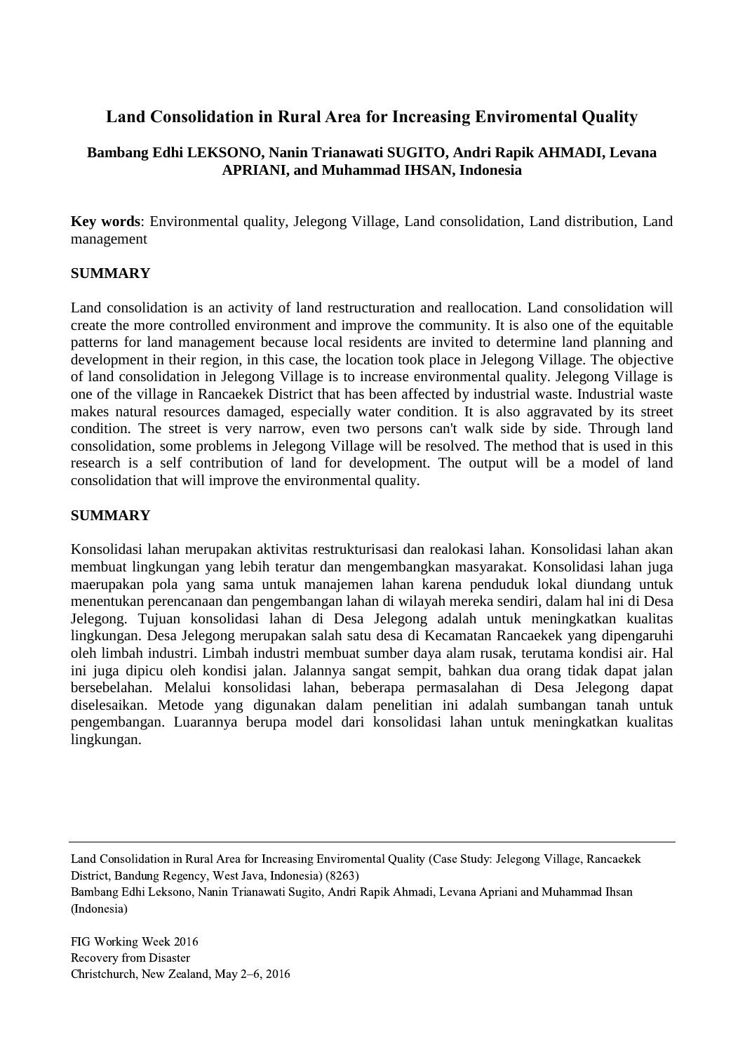# Land Consolidation in Rural Area for Increasing Enviromental Quality

**Bambang Edhi LEKSONO, Nanin Trianawati SUGITO, Andri Rapik AHMADI, Levana APRIANI, and Muhammad IHSAN, Indonesia**

**Key words**: Environmental quality, Jelegong Village, Land consolidation, Land distribution, Land management

## SUMMARY

Land consolidation is an activity of land restructuration and reallocation. Land consolidation will create the more controlled environment and improve the community. It is also one of the equitable patterns for land management because local residents are invited to determine land planning and development in their region, in this case, the location took place in Jelegong Village. The objective of land consolidation in Jelegong Village is to increase environmental quality. Jelegong Village is one of the village in Rancaekek District that has been affected by industrial waste. Industrial waste makes natural resources damaged, especially water condition. It is also aggravated by its street condition. The street is very narrow, even two persons can't walk side by side. Through land consolidation, some problems in Jelegong Village will be resolved. The method that is used in this research is a self contribution of land for development. The output will be a model of land consolidation that will improve the environmental quality.

## SUMMARY

Konsolidasi lahan merupakan aktivitas restrukturisasi dan realokasi lahan. Konsolidasi lahan akan membuat lingkungan yang lebih teratur dan mengembangkan masyarakat. Konsolidasi lahan juga maerupakan pola yang sama untuk manajemen lahan karena penduduk lokal diundang untuk menentukan perencanaan dan pengembangan lahan di wilayah mereka sendiri, dalam hal ini di Desa Jelegong. Tujuan konsolidasi lahan di Desa Jelegong adalah untuk meningkatkan kualitas lingkungan. Desa Jelegong merupakan salah satu desa di Kecamatan Rancaekek yang dipengaruhi oleh limbah industri. Limbah industri membuat sumber daya alam rusak, terutama kondisi air. Hal ini juga dipicu oleh kondisi jalan. Jalannya sangat sempit, bahkan dua orang tidak dapat jalan bersebelahan. Melalui konsolidasi lahan, beberapa permasalahan di Desa Jelegong dapat diselesaikan. Metode yang digunakan dalam penelitian ini adalah sumbangan tanah untuk pengembangan. Luarannya berupa model dari konsolidasi lahan untuk meningkatkan kualitas lingkungan.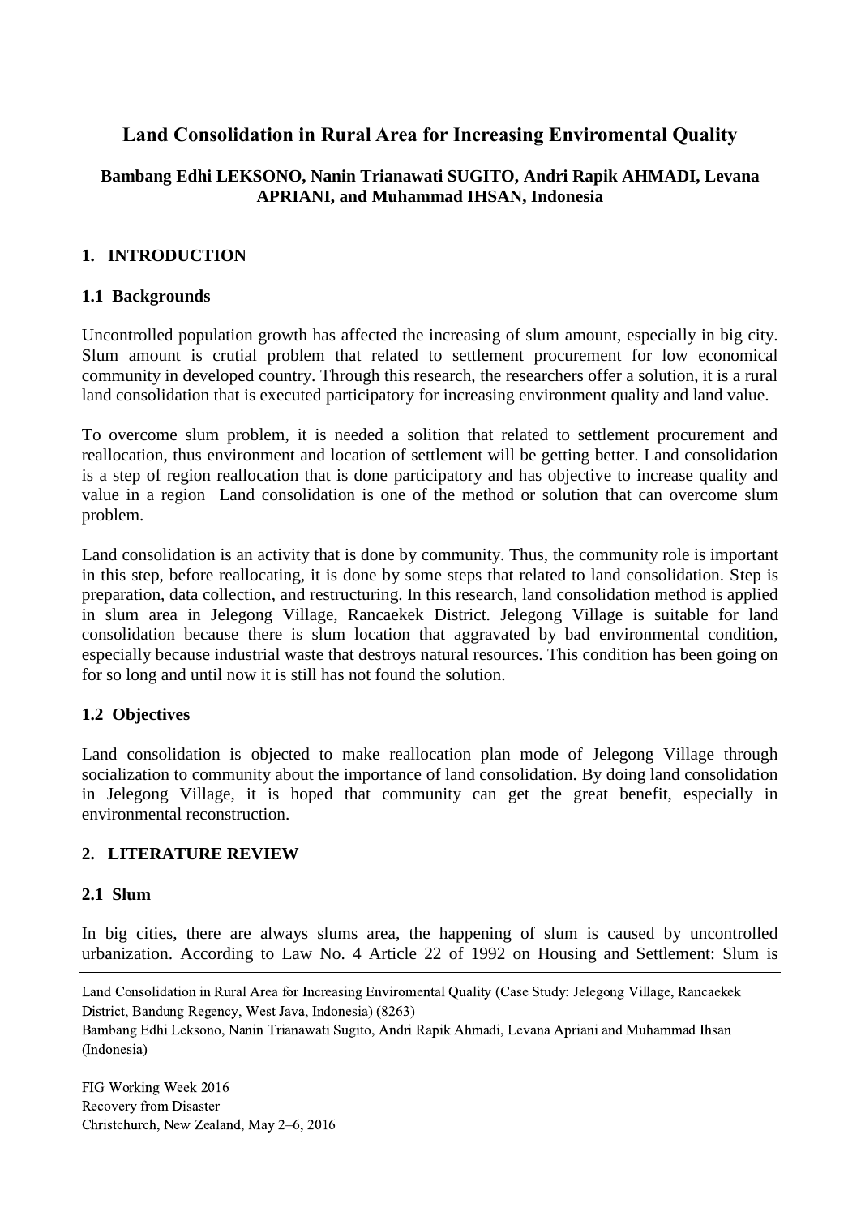# Land Consolidation in Rural Area for Increasing Enviromental Quality

**Bambang Edhi LEKSONO, Nanin Trianawati SUGITO, Andri Rapik AHMADI, Levana APRIANI, and Muhammad IHSAN, Indonesia**

## 1. INTRODUCTION

### 1.1 Backgrounds

Uncontrolled population growth has affected the increasing of slum amount, especially in big city. Slum amount is crutial problem that related to settlement procurement for low economical community in developed country. Through this research, the researchers offer a solution, it is a rural land consolidation that is executed participatory for increasing environment quality and land value.

To overcome slum problem, it is needed a solition that related to settlement procurement and reallocation, thus environment and location of settlement will be getting better. Land consolidation is a step of region reallocation that is done participatory and has objective to increase quality and value in a region Land consolidation is one of the method or solution that can overcome slum problem.

Land consolidation is an activity that is done by community. Thus, the community role is important in this step, before reallocating, it is done by some steps that related to land consolidation. Step is preparation, data collection, and restructuring. In this research, land consolidation method is applied in slum area in Jelegong Village, Rancaekek District. Jelegong Village is suitable for land consolidation because there is slum location that aggravated by bad environmental condition, especially because industrial waste that destroys natural resources. This condition has been going on for so long and until now it is still has not found the solution.

### 1.2 Objectives

Land consolidation is objected to make reallocation plan mode of Jelegong Village through socialization to community about the importance of land consolidation. By doing land consolidation in Jelegong Village, it is hoped that community can get the great benefit, especially in environmental reconstruction.

## 2. LITERATURE REVIEW

### 2.1 Slum

In big cities, there are always slums area, the happening of slum is caused by uncontrolled urbanization. According to Law No. 4 Article 22 of 1992 on Housing and Settlement: Slum is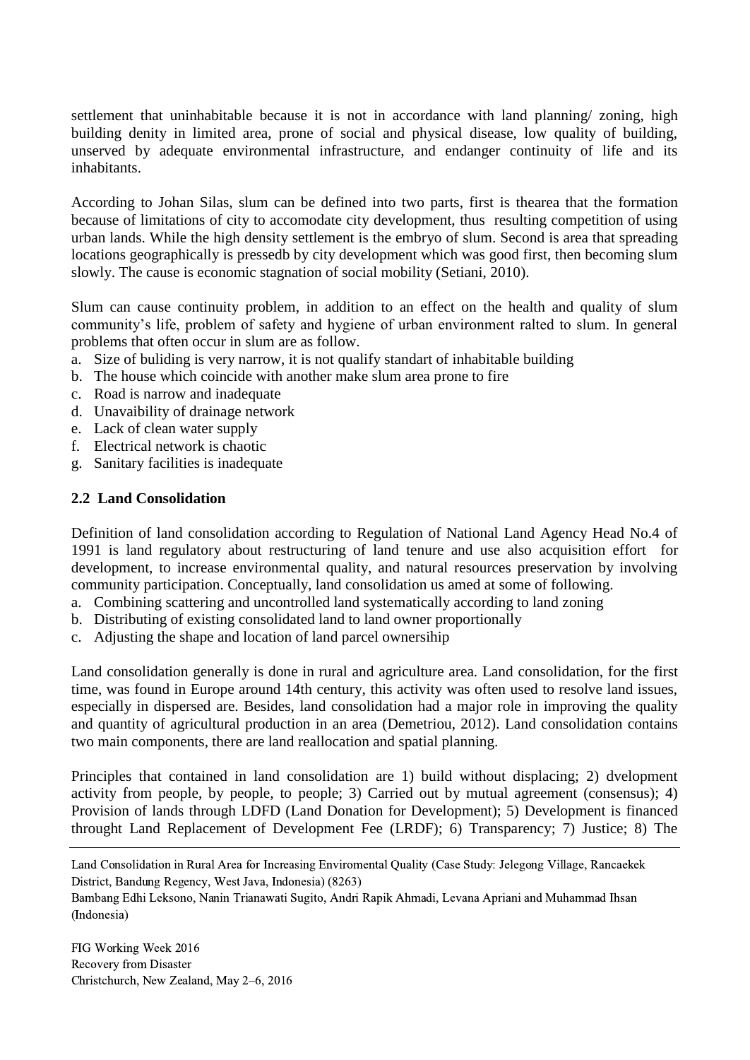settlement that uninhabitable because it is not in accordance with land planning/ zoning, high building denity in limited area, prone of social and physical disease, low quality of building, unserved by adequate environmental infrastructure, and endanger continuity of life and its inhabitants.

According to Johan Silas, slum can be defined into two parts, first is thearea that the formation because of limitations of city to accomodate city development, thus resulting competition of using urban lands. While the high density settlement is the embryo of slum. Second is area that spreading locations geographically is pressedb by city development which was good first, then becoming slum slowly. The cause is economic stagnation of social mobility (Setiani, 2010).

Slum can cause continuity problem, in addition to an effect on the health and quality of slum community's life, problem of safety and hygiene of urban environment ralted to slum. In general problems that often occur in slum are as follow.

a. Size of buliding is very narrow, it is not qualify standart of inhabitable building
b. The house which coincide with another make slum area prone to fire
c. Road is narrow and inadequate
d. Unavaibility of drainage network
e. Lack of clean water supply
f. Electrical network is chaotic
g. Sanitary facilities is inadequate

## 2.2 Land Consolidation

Definition of land consolidation according to Regulation of National Land Agency Head No.4 of 1991 is land regulatory about restructuring of land tenure and use also acquisition effort for development, to increase environmental quality, and natural resources preservation by involving community participation. Conceptually, land consolidation us amed at some of following.

a. Combining scattering and uncontrolled land systematically according to land zoning
b. Distributing of existing consolidated land to land owner proportionally
c. Adjusting the shape and location of land parcel ownersihip

Land consolidation generally is done in rural and agriculture area. Land consolidation, for the first time, was found in Europe around 14th century, this activity was often used to resolve land issues, especially in dispersed are. Besides, land consolidation had a major role in improving the quality and quantity of agricultural production in an area (Demetriou, 2012). Land consolidation contains two main components, there are land reallocation and spatial planning.

Principles that contained in land consolidation are 1) build without displacing; 2) dvelopment activity from people, by people, to people; 3) Carried out by mutual agreement (consensus); 4) Provision of lands through LDFD (Land Donation for Development); 5) Development is financed throught Land Replacement of Development Fee (LRDF); 6) Transparency; 7) Justice; 8) The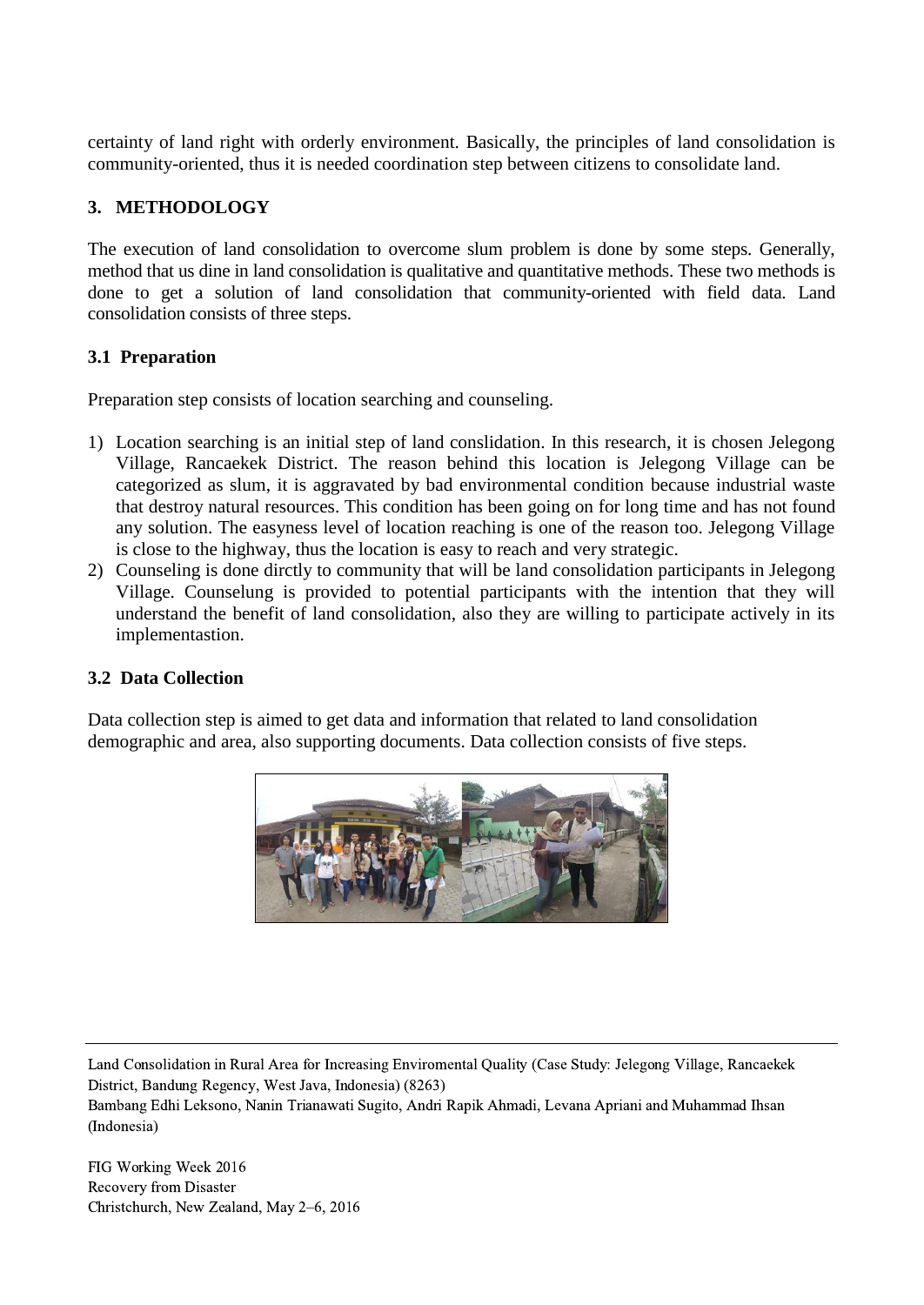certainty of land right with orderly environment. Basically, the principles of land consolidation is community-oriented, thus it is needed coordination step between citizens to consolidate land.

## 3. METHODOLOGY

The execution of land consolidation to overcome slum problem is done by some steps. Generally, method that us dine in land consolidation is qualitative and quantitative methods. These two methods is done to get a solution of land consolidation that community-oriented with field data. Land consolidation consists of three steps.

### 3.1 Preparation

Preparation step consists of location searching and counseling.

1) Location searching is an initial step of land conslidation. In this research, it is chosen Jelegong Village, Rancaekek District. The reason behind this location is Jelegong Village can be categorized as slum, it is aggravated by bad environmental condition because industrial waste that destroy natural resources. This condition has been going on for long time and has not found any solution. The easyness level of location reaching is one of the reason too. Jelegong Village is close to the highway, thus the location is easy to reach and very strategic.
2) Counseling is done dirctly to community that will be land consolidation participants in Jelegong Village. Counselung is provided to potential participants with the intention that they will understand the benefit of land consolidation, also they are willing to participate actively in its implementastion.

### 3.2 Data Collection

Data collection step is aimed to get data and information that related to land consolidation demographic and area, also supporting documents. Data collection consists of five steps.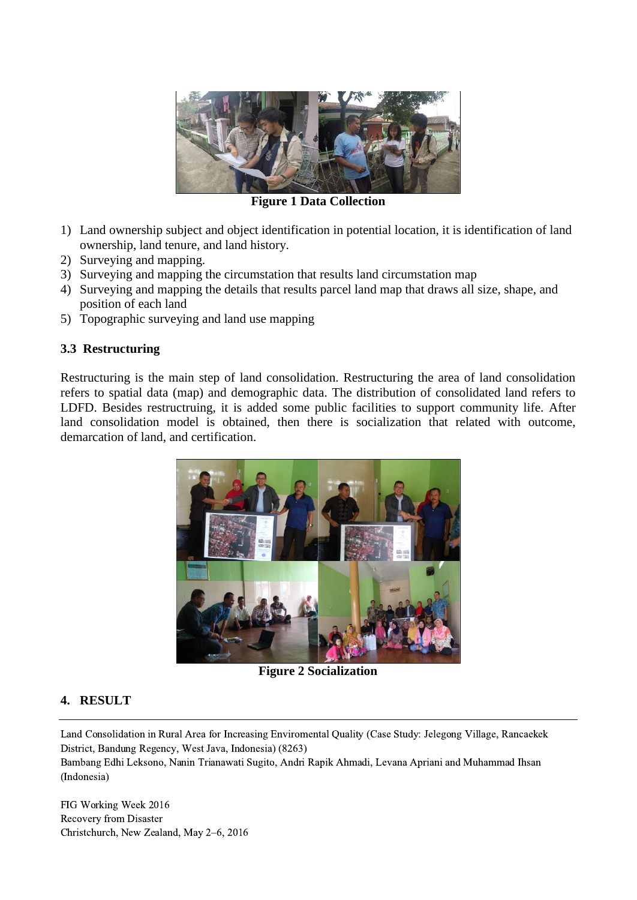**Figure 1 Data Collection**

1) Land ownership subject and object identification in potential location, it is identification of land ownership, land tenure, and land history.
2) Surveying and mapping.
3) Surveying and mapping the circumstation that results land circumstation map
4) Surveying and mapping the details that results parcel land map that draws all size, shape, and position of each land
5) Topographic surveying and land use mapping

### 3.3 Restructuring

Restructuring is the main step of land consolidation. Restructuring the area of land consolidation refers to spatial data (map) and demographic data. The distribution of consolidated land refers to LDFD. Besides restructruing, it is added some public facilities to support community life. After land consolidation model is obtained, then there is socialization that related with outcome, demarcation of land, and certification.

**Figure 2 Socialization**

## 4. RESULT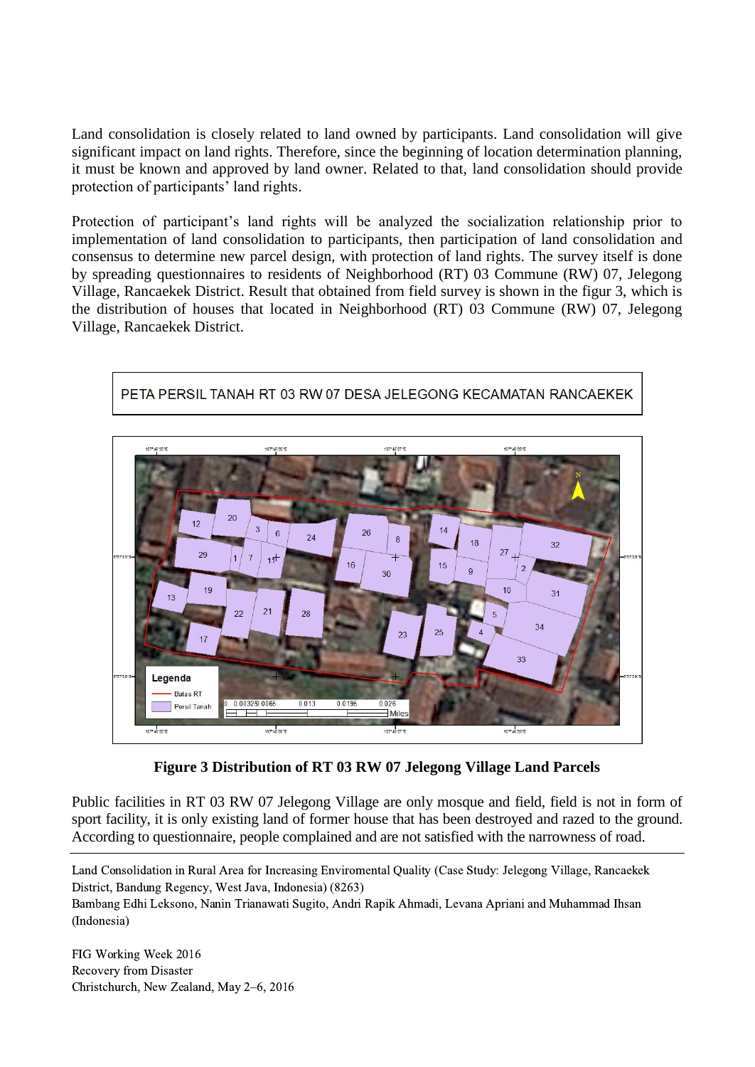Land consolidation is closely related to land owned by participants. Land consolidation will give significant impact on land rights. Therefore, since the beginning of location determination planning, it must be known and approved by land owner. Related to that, land consolidation should provide protection of participants' land rights.

Protection of participant's land rights will be analyzed the socialization relationship prior to implementation of land consolidation to participants, then participation of land consolidation and consensus to determine new parcel design, with protection of land rights. The survey itself is done by spreading questionnaires to residents of Neighborhood (RT) 03 Commune (RW) 07, Jelegong Village, Rancaekek District. Result that obtained from field survey is shown in the figur 3, which is the distribution of houses that located in Neighborhood (RT) 03 Commune (RW) 07, Jelegong Village, Rancaekek District.

PETA PERSIL TANAH RT 03 RW 07 DESA JELEGONG KECAMATAN RANCAEKEK

**Figure 3 Distribution of RT 03 RW 07 Jelegong Village Land Parcels**

Public facilities in RT 03 RW 07 Jelegong Village are only mosque and field, field is not in form of sport facility, it is only existing land of former house that has been destroyed and razed to the ground. According to questionnaire, people complained and are not satisfied with the narrowness of road.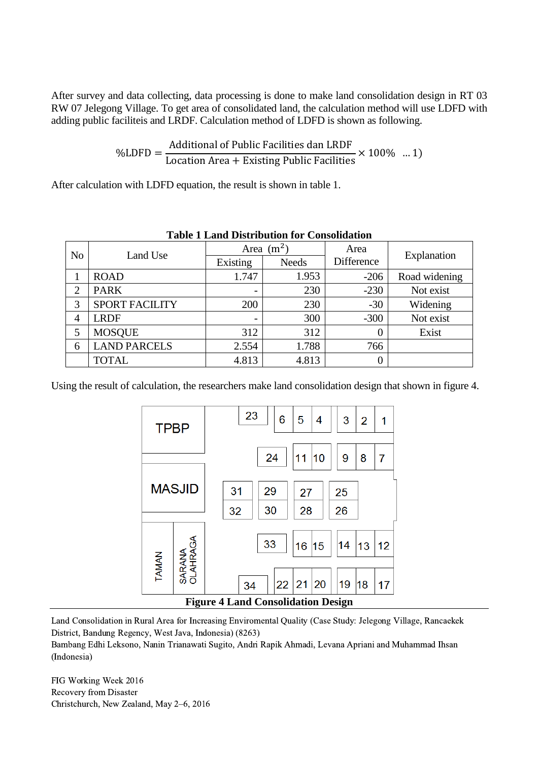After survey and data collecting, data processing is done to make land consolidation design in RT 03 RW 07 Jelegong Village. To get area of consolidated land, the calculation method will use LDFD with adding public faciliteis and LRDF. Calculation method of LDFD is shown as following.

$$\%\text{LDFD} = \frac{\text{Additional of Public Facilities dan LRDF}}{\text{Location Area} + \text{Existing Public Facilities}} \times 100\% \quad ...1)$$

After calculation with LDFD equation, the result is shown in table 1.

**Table 1 Land Distribution for Consolidation**

| No | Land Use | Area ($m^2$) | | Area Difference | Explanation |
|---|---|---|---|---|---|
| | | Existing | Needs | | |
| 1 | ROAD | 1.747 | 1.953 | -206 | Road widening |
| 2 | PARK | - | 230 | -230 | Not exist |
| 3 | SPORT FACILITY | 200 | 230 | -30 | Widening |
| 4 | LRDF | - | 300 | -300 | Not exist |
| 5 | MOSQUE | 312 | 312 | 0 | Exist |
| 6 | LAND PARCELS | 2.554 | 1.788 | 766 | |
| | TOTAL | 4.813 | 4.813 | 0 | |

Using the result of calculation, the researchers make land consolidation design that shown in figure 4.

**Figure 4 Land Consolidation Design**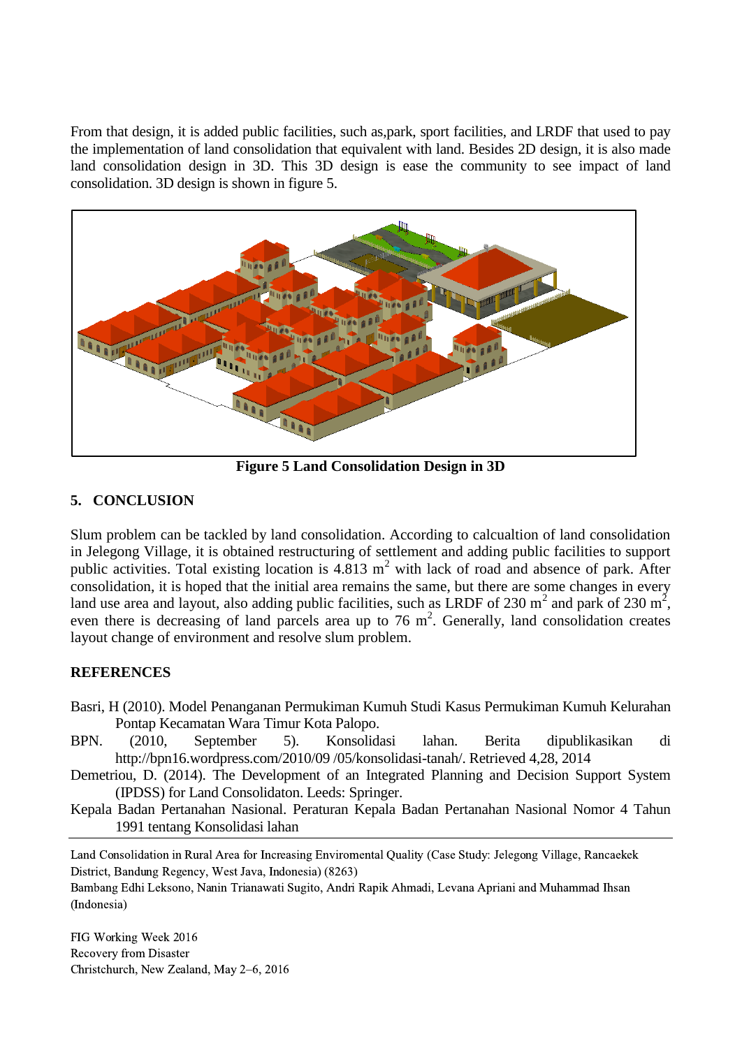From that design, it is added public facilities, such as,park, sport facilities, and LRDF that used to pay the implementation of land consolidation that equivalent with land. Besides 2D design, it is also made land consolidation design in 3D. This 3D design is ease the community to see impact of land consolidation. 3D design is shown in figure 5.

**Figure 5 Land Consolidation Design in 3D**

## 5. CONCLUSION

Slum problem can be tackled by land consolidation. According to calcualtion of land consolidation in Jelegong Village, it is obtained restructuring of settlement and adding public facilities to support public activities. Total existing location is 4.813 $m^2$ with lack of road and absence of park. After consolidation, it is hoped that the initial area remains the same, but there are some changes in every land use area and layout, also adding public facilities, such as LRDF of 230 $m^2$ and park of 230 $m^2$, even there is decreasing of land parcels area up to 76 $m^2$. Generally, land consolidation creates layout change of environment and resolve slum problem.

## REFERENCES

Basri, H (2010). Model Penanganan Permukiman Kumuh Studi Kasus Permukiman Kumuh Kelurahan Pontap Kecamatan Wara Timur Kota Palopo.

BPN. (2010, September 5). Konsolidasi lahan. Berita dipublikasikan di http://bpn16.wordpress.com/2010/09 /05/konsolidasi-tanah/. Retrieved 4,28, 2014

Demetriou, D. (2014). The Development of an Integrated Planning and Decision Support System (IPDSS) for Land Consolidaton. Leeds: Springer.

Kepala Badan Pertanahan Nasional. Peraturan Kepala Badan Pertanahan Nasional Nomor 4 Tahun 1991 tentang Konsolidasi lahan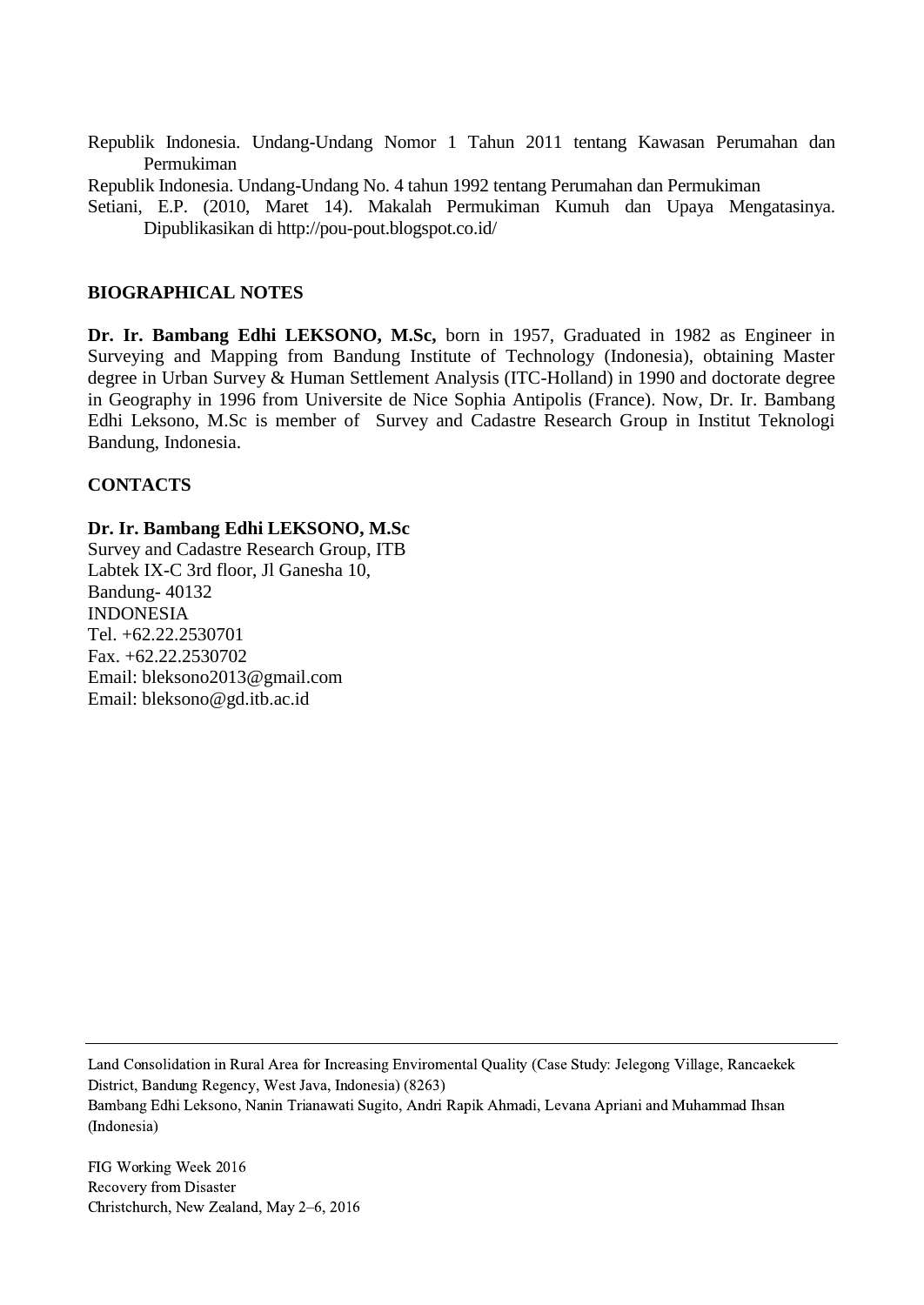Republik Indonesia. Undang-Undang Nomor 1 Tahun 2011 tentang Kawasan Perumahan dan Permukiman

Republik Indonesia. Undang-Undang No. 4 tahun 1992 tentang Perumahan dan Permukiman

Setiani, E.P. (2010, Maret 14). Makalah Permukiman Kumuh dan Upaya Mengatasinya. Dipublikasikan di http://pou-pout.blogspot.co.id/

## BIOGRAPHICAL NOTES

**Dr. Ir. Bambang Edhi LEKSONO, M.Sc,** born in 1957, Graduated in 1982 as Engineer in Surveying and Mapping from Bandung Institute of Technology (Indonesia), obtaining Master degree in Urban Survey & Human Settlement Analysis (ITC-Holland) in 1990 and doctorate degree in Geography in 1996 from Universite de Nice Sophia Antipolis (France). Now, Dr. Ir. Bambang Edhi Leksono, M.Sc is member of Survey and Cadastre Research Group in Institut Teknologi Bandung, Indonesia.

## CONTACTS

**Dr. Ir. Bambang Edhi LEKSONO, M.Sc**
Survey and Cadastre Research Group, ITB
Labtek IX-C 3rd floor, Jl Ganesha 10,
Bandung- 40132
INDONESIA
Tel. +62.22.2530701
Fax. +62.22.2530702
Email: bleksono2013@gmail.com
Email: bleksono@gd.itb.ac.id